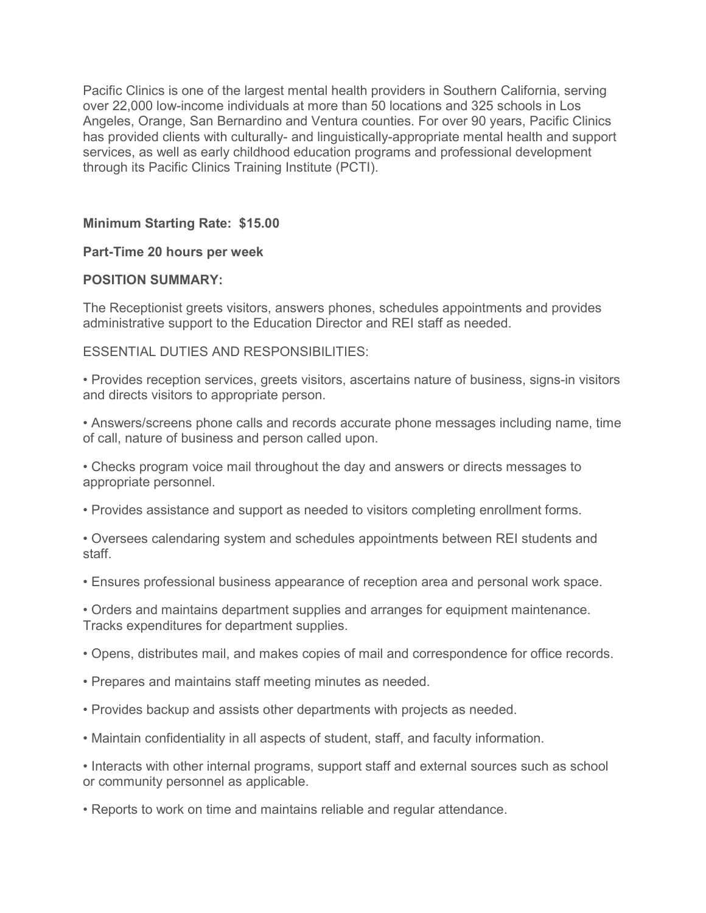Pacific Clinics is one of the largest mental health providers in Southern California, serving over 22,000 low-income individuals at more than 50 locations and 325 schools in Los Angeles, Orange, San Bernardino and Ventura counties. For over 90 years, Pacific Clinics has provided clients with culturally- and linguistically-appropriate mental health and support services, as well as early childhood education programs and professional development through its Pacific Clinics Training Institute (PCTI).

**Minimum Starting Rate: $15.00**

**Part-Time 20 hours per week**

**POSITION SUMMARY:**

The Receptionist greets visitors, answers phones, schedules appointments and provides administrative support to the Education Director and REI staff as needed.

ESSENTIAL DUTIES AND RESPONSIBILITIES:

• Provides reception services, greets visitors, ascertains nature of business, signs-in visitors and directs visitors to appropriate person.

• Answers/screens phone calls and records accurate phone messages including name, time of call, nature of business and person called upon.

• Checks program voice mail throughout the day and answers or directs messages to appropriate personnel.

• Provides assistance and support as needed to visitors completing enrollment forms.

• Oversees calendaring system and schedules appointments between REI students and staff.

• Ensures professional business appearance of reception area and personal work space.

• Orders and maintains department supplies and arranges for equipment maintenance. Tracks expenditures for department supplies.

• Opens, distributes mail, and makes copies of mail and correspondence for office records.

• Prepares and maintains staff meeting minutes as needed.

• Provides backup and assists other departments with projects as needed.

• Maintain confidentiality in all aspects of student, staff, and faculty information.

• Interacts with other internal programs, support staff and external sources such as school or community personnel as applicable.

• Reports to work on time and maintains reliable and regular attendance.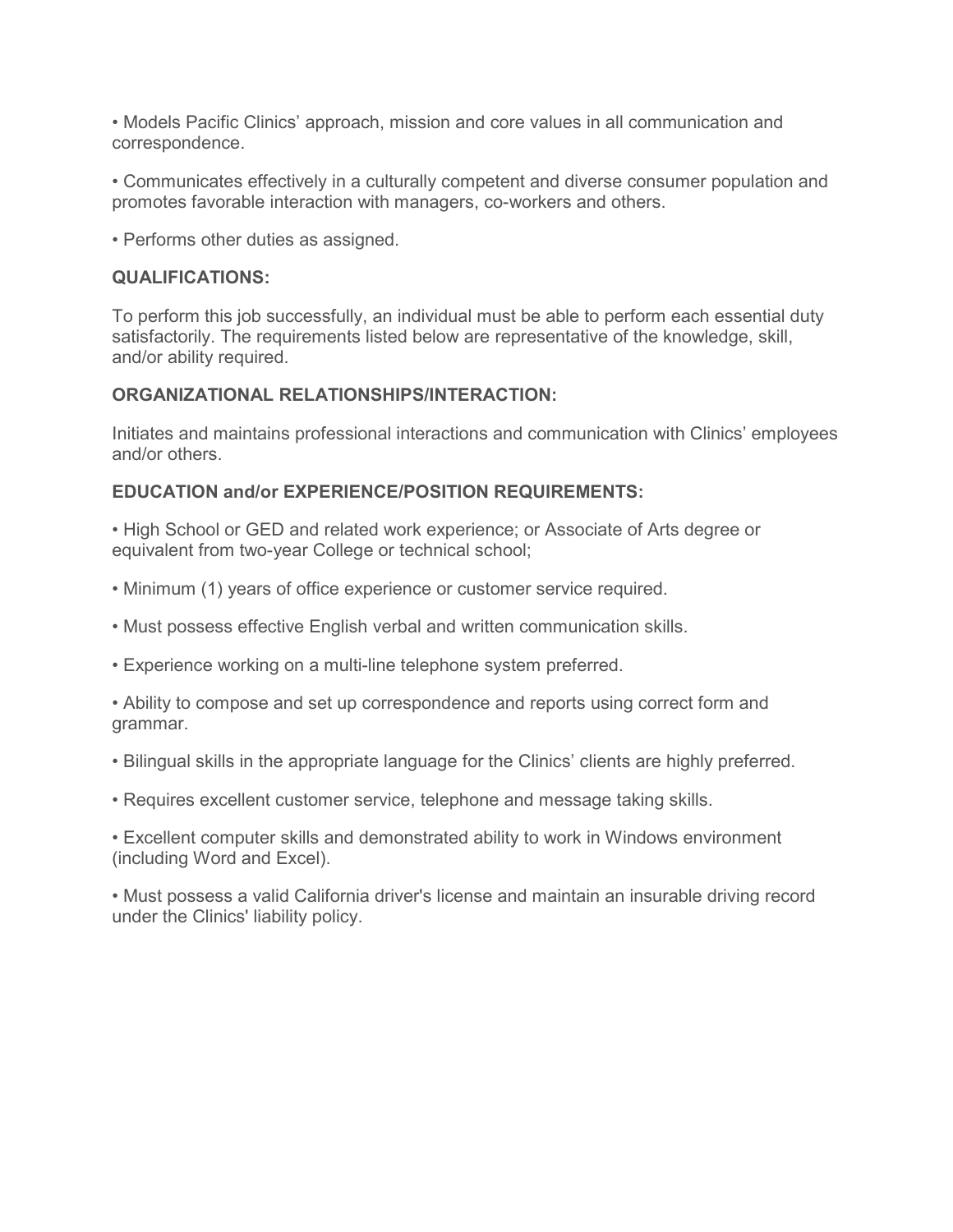- Models Pacific Clinics' approach, mission and core values in all communication and correspondence.
- Communicates effectively in a culturally competent and diverse consumer population and promotes favorable interaction with managers, co-workers and others.
- Performs other duties as assigned.

**QUALIFICATIONS:**

To perform this job successfully, an individual must be able to perform each essential duty satisfactorily. The requirements listed below are representative of the knowledge, skill, and/or ability required.

**ORGANIZATIONAL RELATIONSHIPS/INTERACTION:**

Initiates and maintains professional interactions and communication with Clinics' employees and/or others.

**EDUCATION and/or EXPERIENCE/POSITION REQUIREMENTS:**

- High School or GED and related work experience; or Associate of Arts degree or equivalent from two-year College or technical school;
- Minimum (1) years of office experience or customer service required.
- Must possess effective English verbal and written communication skills.
- Experience working on a multi-line telephone system preferred.
- Ability to compose and set up correspondence and reports using correct form and grammar.
- Bilingual skills in the appropriate language for the Clinics' clients are highly preferred.
- Requires excellent customer service, telephone and message taking skills.
- Excellent computer skills and demonstrated ability to work in Windows environment (including Word and Excel).
- Must possess a valid California driver's license and maintain an insurable driving record under the Clinics' liability policy.